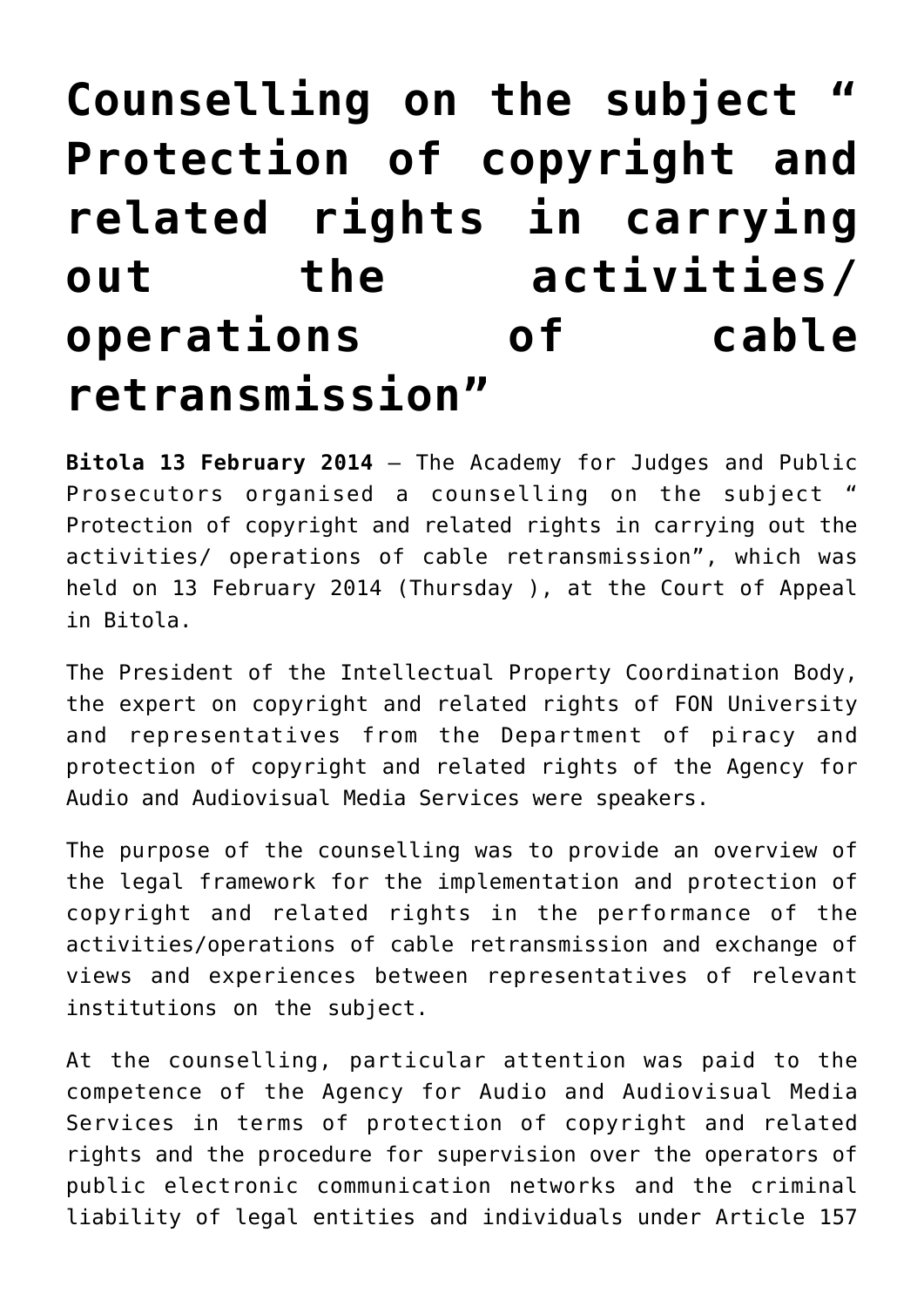# Counselling on the subject " Protection of copyright and related rights in carrying out the activities/ operations of cable retransmission"

**Bitola 13 February 2014** – The Academy for Judges and Public Prosecutors organised a counselling on the subject " Protection of copyright and related rights in carrying out the activities/ operations of cable retransmission", which was held on 13 February 2014 (Thursday ), at the Court of Appeal in Bitola.

The President of the Intellectual Property Coordination Body, the expert on copyright and related rights of FON University and representatives from the Department of piracy and protection of copyright and related rights of the Agency for Audio and Audiovisual Media Services were speakers.

The purpose of the counselling was to provide an overview of the legal framework for the implementation and protection of copyright and related rights in the performance of the activities/operations of cable retransmission and exchange of views and experiences between representatives of relevant institutions on the subject.

At the counselling, particular attention was paid to the competence of the Agency for Audio and Audiovisual Media Services in terms of protection of copyright and related rights and the procedure for supervision over the operators of public electronic communication networks and the criminal liability of legal entities and individuals under Article 157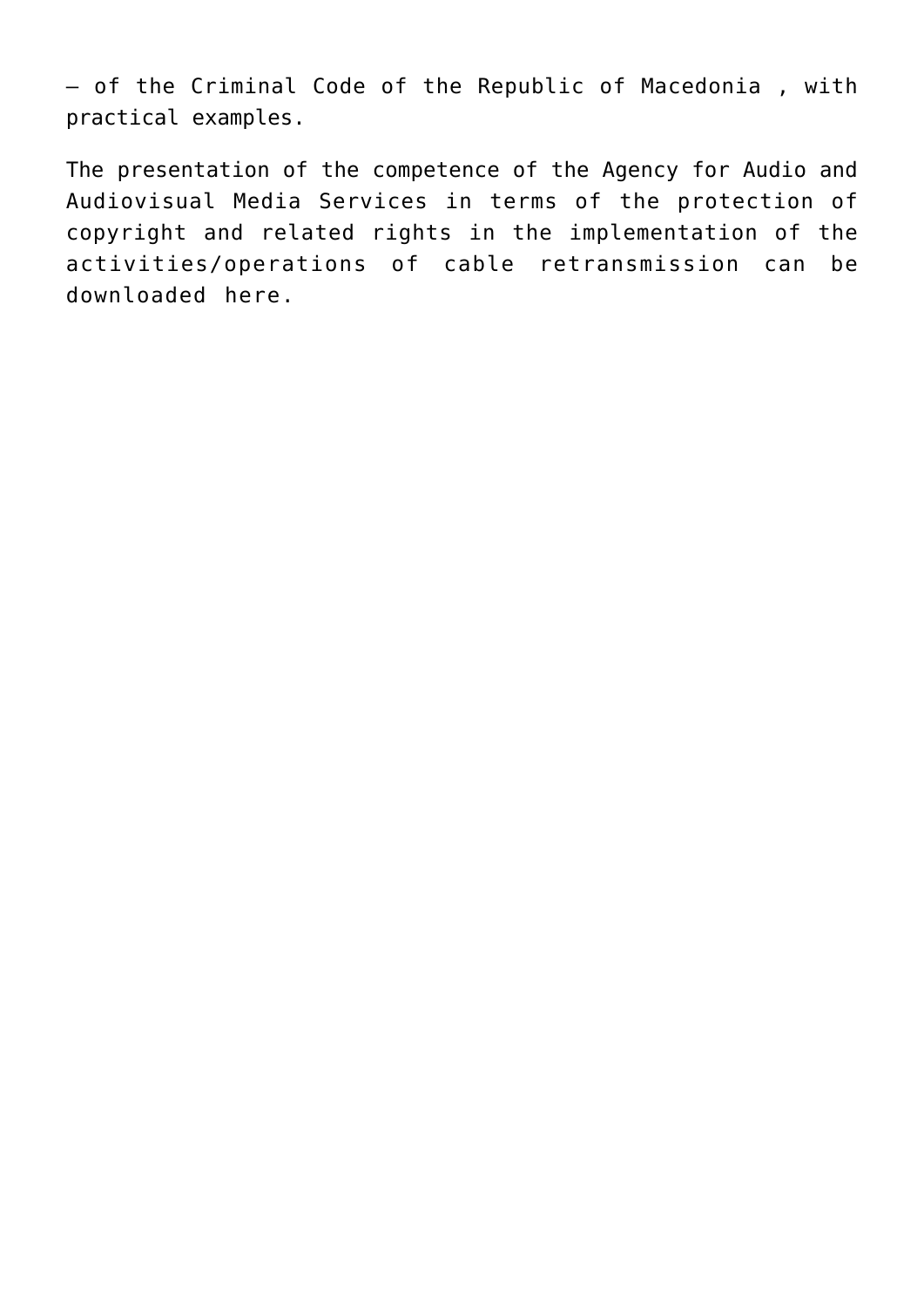– of the Criminal Code of the Republic of Macedonia , with practical examples.

The presentation of the competence of the Agency for Audio and Audiovisual Media Services in terms of the protection of copyright and related rights in the implementation of the activities/operations of cable retransmission can be downloaded here.